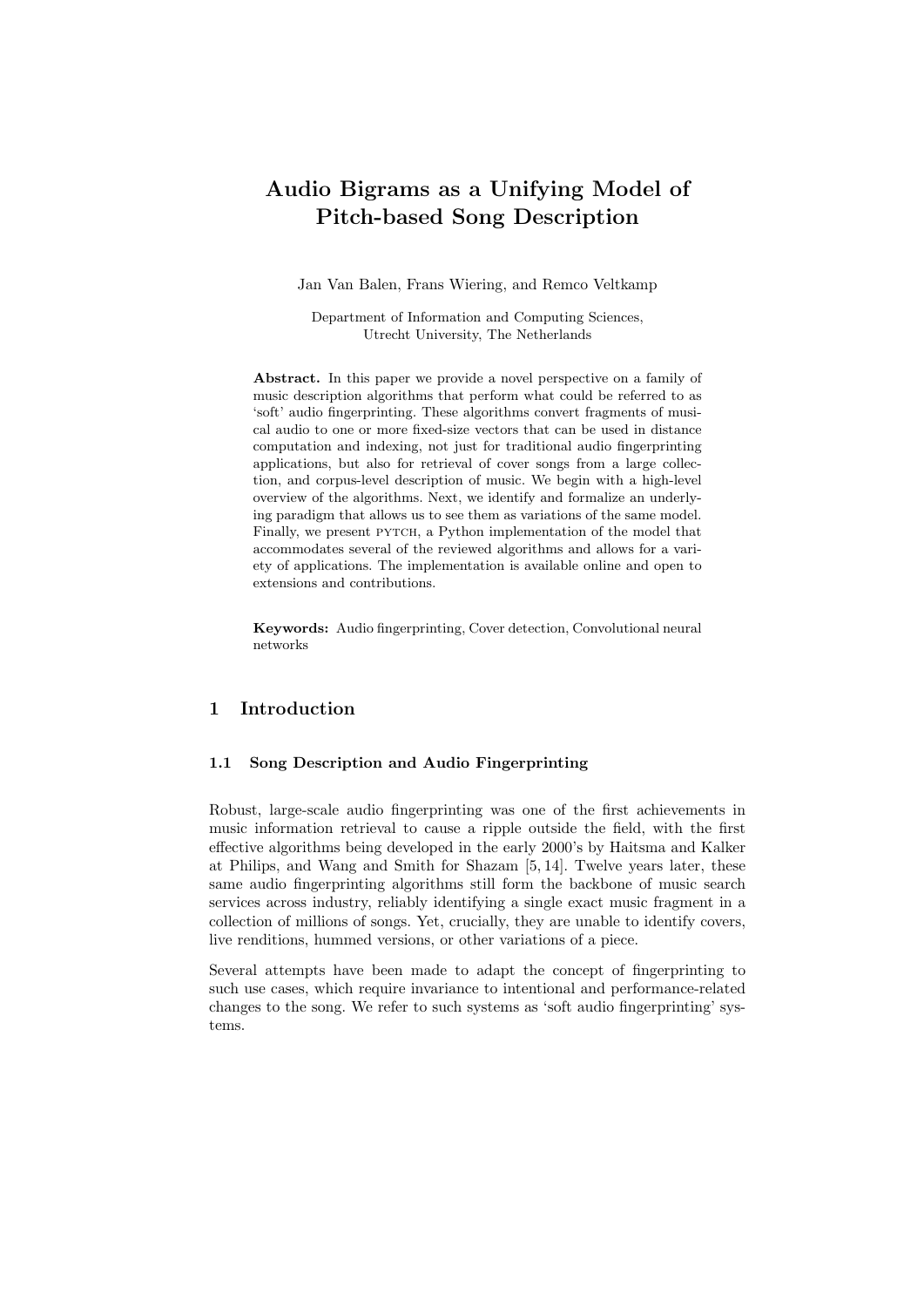# Audio Bigrams as a Unifying Model of Pitch-based Song Description

Jan Van Balen, Frans Wiering, and Remco Veltkamp

Department of Information and Computing Sciences,
Utrecht University, The Netherlands

**Abstract.** In this paper we provide a novel perspective on a family of music description algorithms that perform what could be referred to as 'soft' audio fingerprinting. These algorithms convert fragments of musical audio to one or more fixed-size vectors that can be used in distance computation and indexing, not just for traditional audio fingerprinting applications, but also for retrieval of cover songs from a large collection, and corpus-level description of music. We begin with a high-level overview of the algorithms. Next, we identify and formalize an underlying paradigm that allows us to see them as variations of the same model. Finally, we present PYTCH, a Python implementation of the model that accommodates several of the reviewed algorithms and allows for a variety of applications. The implementation is available online and open to extensions and contributions.

**Keywords:** Audio fingerprinting, Cover detection, Convolutional neural networks

## 1 Introduction

### 1.1 Song Description and Audio Fingerprinting

Robust, large-scale audio fingerprinting was one of the first achievements in music information retrieval to cause a ripple outside the field, with the first effective algorithms being developed in the early 2000's by Haitsma and Kalker at Philips, and Wang and Smith for Shazam [5, 14]. Twelve years later, these same audio fingerprinting algorithms still form the backbone of music search services across industry, reliably identifying a single exact music fragment in a collection of millions of songs. Yet, crucially, they are unable to identify covers, live renditions, hummed versions, or other variations of a piece.

Several attempts have been made to adapt the concept of fingerprinting to such use cases, which require invariance to intentional and performance-related changes to the song. We refer to such systems as 'soft audio fingerprinting' systems.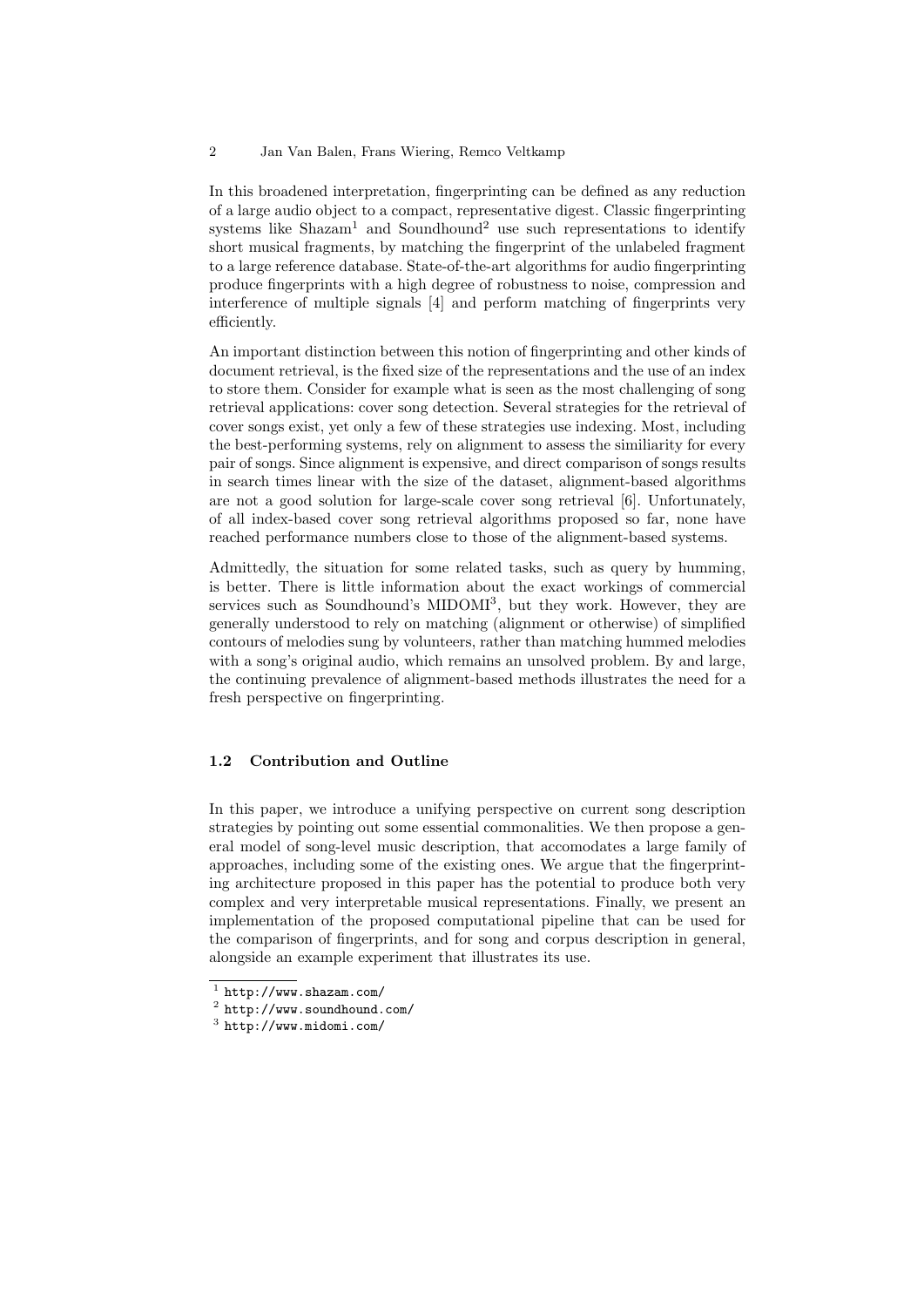In this broadened interpretation, fingerprinting can be defined as any reduction of a large audio object to a compact, representative digest. Classic fingerprinting systems like Shazam[1] and Soundhound[2] use such representations to identify short musical fragments, by matching the fingerprint of the unlabeled fragment to a large reference database. State-of-the-art algorithms for audio fingerprinting produce fingerprints with a high degree of robustness to noise, compression and interference of multiple signals [4] and perform matching of fingerprints very efficiently.

An important distinction between this notion of fingerprinting and other kinds of document retrieval, is the fixed size of the representations and the use of an index to store them. Consider for example what is seen as the most challenging of song retrieval applications: cover song detection. Several strategies for the retrieval of cover songs exist, yet only a few of these strategies use indexing. Most, including the best-performing systems, rely on alignment to assess the similiarity for every pair of songs. Since alignment is expensive, and direct comparison of songs results in search times linear with the size of the dataset, alignment-based algorithms are not a good solution for large-scale cover song retrieval [6]. Unfortunately, of all index-based cover song retrieval algorithms proposed so far, none have reached performance numbers close to those of the alignment-based systems.

Admittedly, the situation for some related tasks, such as query by humming, is better. There is little information about the exact workings of commercial services such as Soundhound's MIDOMI[3], but they work. However, they are generally understood to rely on matching (alignment or otherwise) of simplified contours of melodies sung by volunteers, rather than matching hummed melodies with a song's original audio, which remains an unsolved problem. By and large, the continuing prevalence of alignment-based methods illustrates the need for a fresh perspective on fingerprinting.

### 1.2 Contribution and Outline

In this paper, we introduce a unifying perspective on current song description strategies by pointing out some essential commonalities. We then propose a general model of song-level music description, that accomodates a large family of approaches, including some of the existing ones. We argue that the fingerprinting architecture proposed in this paper has the potential to produce both very complex and very interpretable musical representations. Finally, we present an implementation of the proposed computational pipeline that can be used for the comparison of fingerprints, and for song and corpus description in general, alongside an example experiment that illustrates its use.

[1] http://www.shazam.com/

[2] http://www.soundhound.com/

[3] http://www.midomi.com/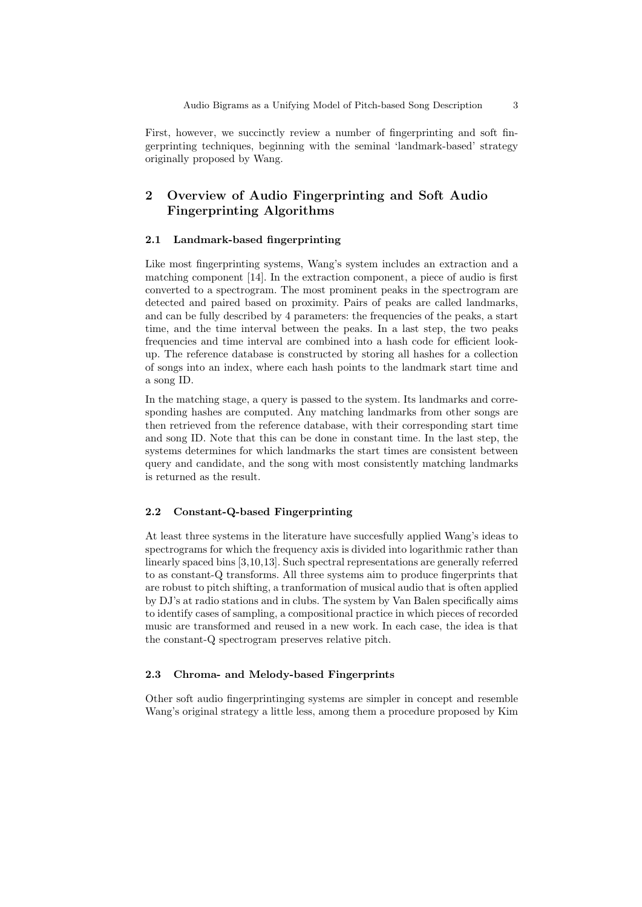First, however, we succinctly review a number of fingerprinting and soft fingerprinting techniques, beginning with the seminal 'landmark-based' strategy originally proposed by Wang.

## 2 Overview of Audio Fingerprinting and Soft Audio Fingerprinting Algorithms

### 2.1 Landmark-based fingerprinting

Like most fingerprinting systems, Wang's system includes an extraction and a matching component [14]. In the extraction component, a piece of audio is first converted to a spectrogram. The most prominent peaks in the spectrogram are detected and paired based on proximity. Pairs of peaks are called landmarks, and can be fully described by 4 parameters: the frequencies of the peaks, a start time, and the time interval between the peaks. In a last step, the two peaks frequencies and time interval are combined into a hash code for efficient lookup. The reference database is constructed by storing all hashes for a collection of songs into an index, where each hash points to the landmark start time and a song ID.

In the matching stage, a query is passed to the system. Its landmarks and corresponding hashes are computed. Any matching landmarks from other songs are then retrieved from the reference database, with their corresponding start time and song ID. Note that this can be done in constant time. In the last step, the systems determines for which landmarks the start times are consistent between query and candidate, and the song with most consistently matching landmarks is returned as the result.

### 2.2 Constant-Q-based Fingerprinting

At least three systems in the literature have succesfully applied Wang's ideas to spectrograms for which the frequency axis is divided into logarithmic rather than linearly spaced bins [3,10,13]. Such spectral representations are generally referred to as constant-Q transforms. All three systems aim to produce fingerprints that are robust to pitch shifting, a tranformation of musical audio that is often applied by DJ's at radio stations and in clubs. The system by Van Balen specifically aims to identify cases of sampling, a compositional practice in which pieces of recorded music are transformed and reused in a new work. In each case, the idea is that the constant-Q spectrogram preserves relative pitch.

### 2.3 Chroma- and Melody-based Fingerprints

Other soft audio fingerprintinging systems are simpler in concept and resemble Wang's original strategy a little less, among them a procedure proposed by Kim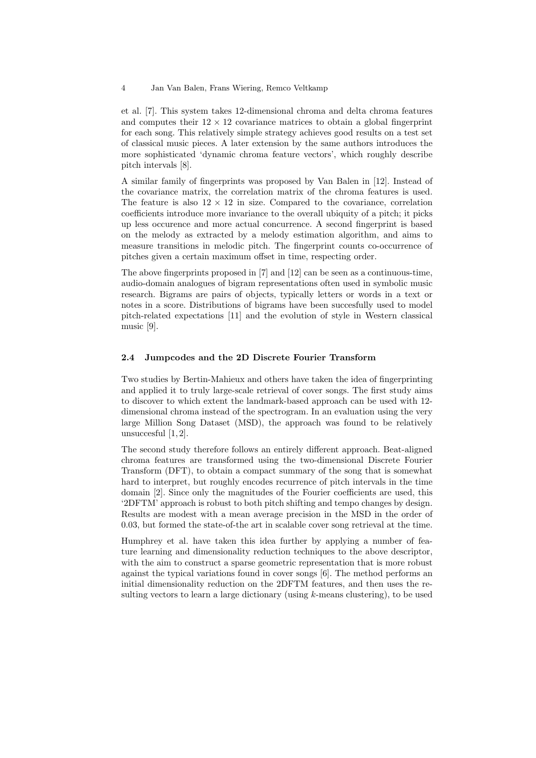et al. [7]. This system takes 12-dimensional chroma and delta chroma features and computes their $12 \times 12$ covariance matrices to obtain a global fingerprint for each song. This relatively simple strategy achieves good results on a test set of classical music pieces. A later extension by the same authors introduces the more sophisticated 'dynamic chroma feature vectors', which roughly describe pitch intervals [8].

A similar family of fingerprints was proposed by Van Balen in [12]. Instead of the covariance matrix, the correlation matrix of the chroma features is used. The feature is also $12 \times 12$ in size. Compared to the covariance, correlation coefficients introduce more invariance to the overall ubiquity of a pitch; it picks up less occurence and more actual concurrence. A second fingerprint is based on the melody as extracted by a melody estimation algorithm, and aims to measure transitions in melodic pitch. The fingerprint counts co-occurrence of pitches given a certain maximum offset in time, respecting order.

The above fingerprints proposed in [7] and [12] can be seen as a continuous-time, audio-domain analogues of bigram representations often used in symbolic music research. Bigrams are pairs of objects, typically letters or words in a text or notes in a score. Distributions of bigrams have been succesfully used to model pitch-related expectations [11] and the evolution of style in Western classical music [9].

### 2.4 Jumpcodes and the 2D Discrete Fourier Transform

Two studies by Bertin-Mahieux and others have taken the idea of fingerprinting and applied it to truly large-scale retrieval of cover songs. The first study aims to discover to which extent the landmark-based approach can be used with 12-dimensional chroma instead of the spectrogram. In an evaluation using the very large Million Song Dataset (MSD), the approach was found to be relatively unsuccesful [1, 2].

The second study therefore follows an entirely different approach. Beat-aligned chroma features are transformed using the two-dimensional Discrete Fourier Transform (DFT), to obtain a compact summary of the song that is somewhat hard to interpret, but roughly encodes recurrence of pitch intervals in the time domain [2]. Since only the magnitudes of the Fourier coefficients are used, this '2DFTM' approach is robust to both pitch shifting and tempo changes by design. Results are modest with a mean average precision in the MSD in the order of 0.03, but formed the state-of-the art in scalable cover song retrieval at the time.

Humphrey et al. have taken this idea further by applying a number of feature learning and dimensionality reduction techniques to the above descriptor, with the aim to construct a sparse geometric representation that is more robust against the typical variations found in cover songs [6]. The method performs an initial dimensionality reduction on the 2DFTM features, and then uses the resulting vectors to learn a large dictionary (using $k$-means clustering), to be used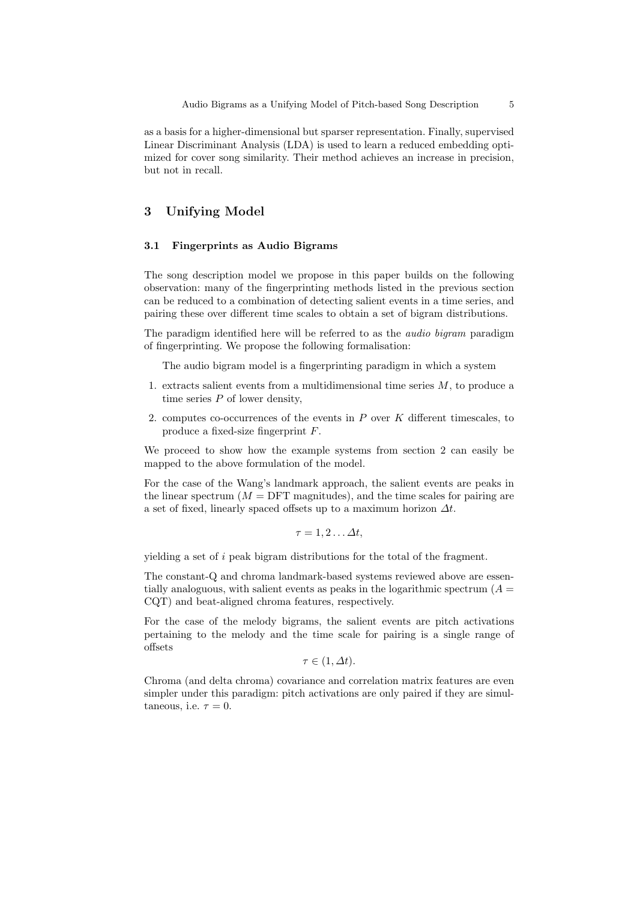as a basis for a higher-dimensional but sparser representation. Finally, supervised Linear Discriminant Analysis (LDA) is used to learn a reduced embedding optimized for cover song similarity. Their method achieves an increase in precision, but not in recall.

## 3 Unifying Model

### 3.1 Fingerprints as Audio Bigrams

The song description model we propose in this paper builds on the following observation: many of the fingerprinting methods listed in the previous section can be reduced to a combination of detecting salient events in a time series, and pairing these over different time scales to obtain a set of bigram distributions.

The paradigm identified here will be referred to as the *audio bigram* paradigm of fingerprinting. We propose the following formalisation:

The audio bigram model is a fingerprinting paradigm in which a system

1. extracts salient events from a multidimensional time series $M$, to produce a time series $P$ of lower density,
2. computes co-occurrences of the events in $P$ over $K$ different timescales, to produce a fixed-size fingerprint $F$.

We proceed to show how the example systems from section 2 can easily be mapped to the above formulation of the model.

For the case of the Wang's landmark approach, the salient events are peaks in the linear spectrum ($M$ = DFT magnitudes), and the time scales for pairing are a set of fixed, linearly spaced offsets up to a maximum horizon $\Delta t$.

$$\tau = 1, 2 \ldots \Delta t,$$

yielding a set of $i$ peak bigram distributions for the total of the fragment.

The constant-Q and chroma landmark-based systems reviewed above are essentially analoguous, with salient events as peaks in the logarithmic spectrum ($A$ = CQT) and beat-aligned chroma features, respectively.

For the case of the melody bigrams, the salient events are pitch activations pertaining to the melody and the time scale for pairing is a single range of offsets

$$\tau \in (1, \Delta t).$$

Chroma (and delta chroma) covariance and correlation matrix features are even simpler under this paradigm: pitch activations are only paired if they are simultaneous, i.e. $\tau = 0$.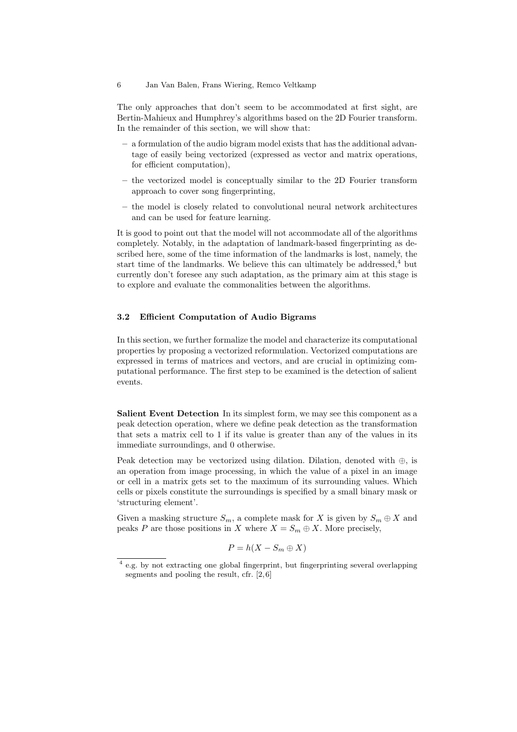The only approaches that don't seem to be accommodated at first sight, are Bertin-Mahieux and Humphrey's algorithms based on the 2D Fourier transform. In the remainder of this section, we will show that:

- a formulation of the audio bigram model exists that has the additional advantage of easily being vectorized (expressed as vector and matrix operations, for efficient computation),
- the vectorized model is conceptually similar to the 2D Fourier transform approach to cover song fingerprinting,
- the model is closely related to convolutional neural network architectures and can be used for feature learning.

It is good to point out that the model will not accommodate all of the algorithms completely. Notably, in the adaptation of landmark-based fingerprinting as described here, some of the time information of the landmarks is lost, namely, the start time of the landmarks. We believe this can ultimately be addressed,[4] but currently don't foresee any such adaptation, as the primary aim at this stage is to explore and evaluate the commonalities between the algorithms.

### 3.2 Efficient Computation of Audio Bigrams

In this section, we further formalize the model and characterize its computational properties by proposing a vectorized reformulation. Vectorized computations are expressed in terms of matrices and vectors, and are crucial in optimizing computational performance. The first step to be examined is the detection of salient events.

**Salient Event Detection** In its simplest form, we may see this component as a peak detection operation, where we define peak detection as the transformation that sets a matrix cell to 1 if its value is greater than any of the values in its immediate surroundings, and 0 otherwise.

Peak detection may be vectorized using dilation. Dilation, denoted with $\oplus$, is an operation from image processing, in which the value of a pixel in an image or cell in a matrix gets set to the maximum of its surrounding values. Which cells or pixels constitute the surroundings is specified by a small binary mask or 'structuring element'.

Given a masking structure $S_m$, a complete mask for $X$ is given by $S_m \oplus X$ and peaks $P$ are those positions in $X$ where $X = S_m \oplus X$. More precisely,

$$P = h(X - S_m \oplus X)$$

[4] e.g. by not extracting one global fingerprint, but fingerprinting several overlapping segments and pooling the result, cfr. [2, 6]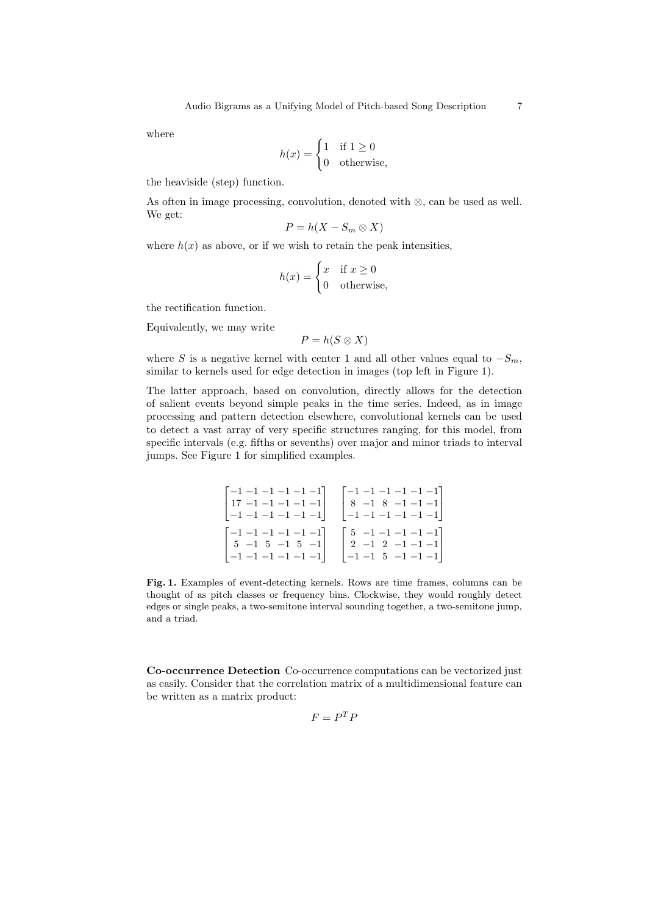where

$$h(x) = \begin{cases} 1 & \text{if } 1 \geq 0 \\ 0 & \text{otherwise,} \end{cases}$$

the heaviside (step) function.

As often in image processing, convolution, denoted with $\otimes$, can be used as well. We get:

$$P = h(X - S_m \otimes X)$$

where $h(x)$ as above, or if we wish to retain the peak intensities,

$$h(x) = \begin{cases} x & \text{if } x \geq 0 \\ 0 & \text{otherwise,} \end{cases}$$

the rectification function.

Equivalently, we may write

$$P = h(S \otimes X)$$

where $S$ is a negative kernel with center 1 and all other values equal to $-S_m$, similar to kernels used for edge detection in images (top left in Figure 1).

The latter approach, based on convolution, directly allows for the detection of salient events beyond simple peaks in the time series. Indeed, as in image processing and pattern detection elsewhere, convolutional kernels can be used to detect a vast array of very specific structures ranging, for this model, from specific intervals (e.g. fifths or sevenths) over major and minor triads to interval jumps. See Figure 1 for simplified examples.

$$\begin{bmatrix} -1 & -1 & -1 & -1 & -1 & -1 \\ 17 & -1 & -1 & -1 & -1 & -1 \\ -1 & -1 & -1 & -1 & -1 & -1 \end{bmatrix} \quad \begin{bmatrix} -1 & -1 & -1 & -1 & -1 & -1 \\ 8 & -1 & 8 & -1 & -1 & -1 \\ -1 & -1 & -1 & -1 & -1 & -1 \end{bmatrix}$$

$$\begin{bmatrix} -1 & -1 & -1 & -1 & -1 & -1 \\ 5 & -1 & 5 & -1 & 5 & -1 \\ -1 & -1 & -1 & -1 & -1 & -1 \end{bmatrix} \quad \begin{bmatrix} 5 & -1 & -1 & -1 & -1 & -1 \\ 2 & -1 & 2 & -1 & -1 & -1 \\ -1 & -1 & 5 & -1 & -1 & -1 \end{bmatrix}$$

**Fig. 1.** Examples of event-detecting kernels. Rows are time frames, columns can be thought of as pitch classes or frequency bins. Clockwise, they would roughly detect edges or single peaks, a two-semitone interval sounding together, a two-semitone jump, and a triad.

**Co-occurrence Detection** Co-occurrence computations can be vectorized just as easily. Consider that the correlation matrix of a multidimensional feature can be written as a matrix product:

$$F = P^T P$$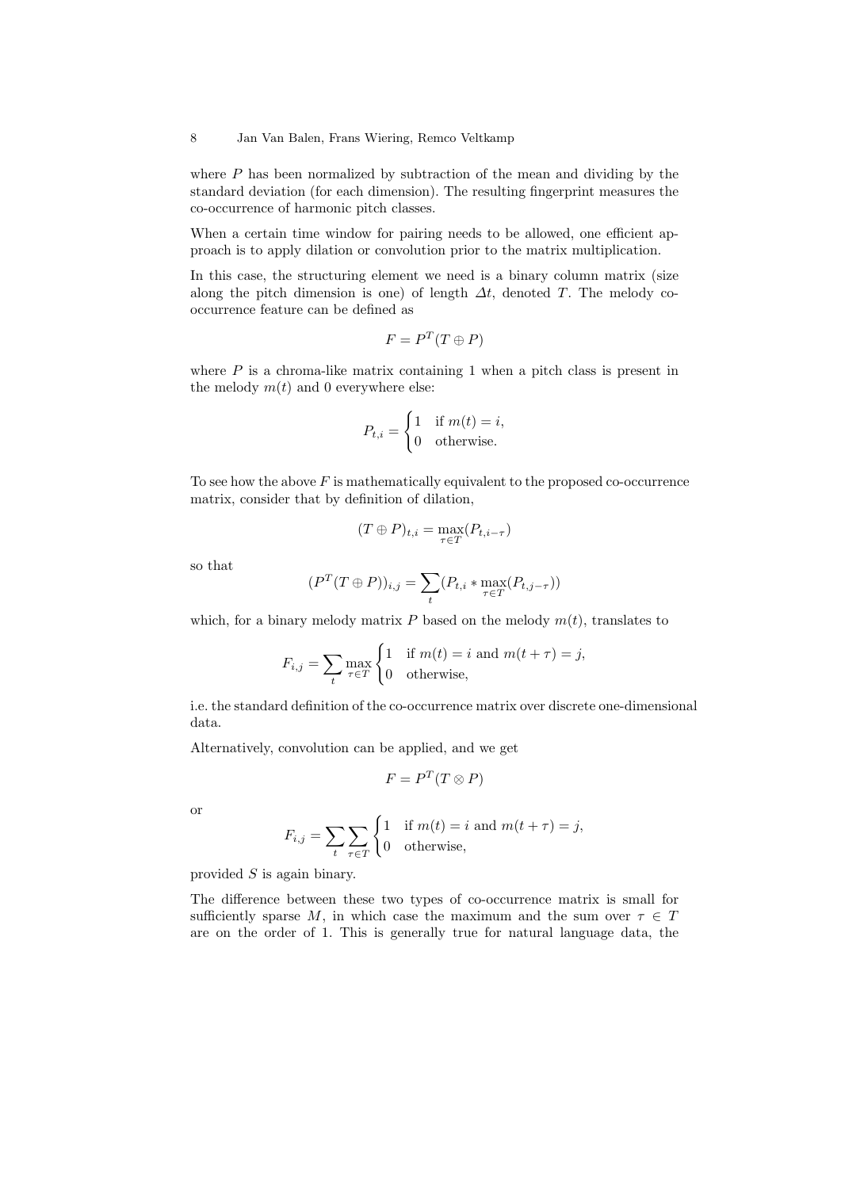where $P$ has been normalized by subtraction of the mean and dividing by the standard deviation (for each dimension). The resulting fingerprint measures the co-occurrence of harmonic pitch classes.

When a certain time window for pairing needs to be allowed, one efficient approach is to apply dilation or convolution prior to the matrix multiplication.

In this case, the structuring element we need is a binary column matrix (size along the pitch dimension is one) of length $\Delta t$, denoted $T$. The melody co-occurrence feature can be defined as

$$F = P^T (T \oplus P)$$

where $P$ is a chroma-like matrix containing 1 when a pitch class is present in the melody $m(t)$ and 0 everywhere else:

$$P_{t,i} = \begin{cases} 1 & \text{if } m(t) = i, \\ 0 & \text{otherwise.} \end{cases}$$

To see how the above $F$ is mathematically equivalent to the proposed co-occurrence matrix, consider that by definition of dilation,

$$(T \oplus P)_{t,i} = \max_{\tau \in T} (P_{t,i-\tau})$$

so that

$$(P^T (T \oplus P))_{i,j} = \sum_t (P_{t,i} * \max_{\tau \in T} (P_{t,j-\tau}))$$

which, for a binary melody matrix $P$ based on the melody $m(t)$, translates to

$$F_{i,j} = \sum_t \max_{\tau \in T} \begin{cases} 1 & \text{if } m(t) = i \text{ and } m(t+\tau) = j, \\ 0 & \text{otherwise,} \end{cases}$$

i.e. the standard definition of the co-occurrence matrix over discrete one-dimensional data.

Alternatively, convolution can be applied, and we get

$$F = P^T (T \otimes P)$$

or

$$F_{i,j} = \sum_t \sum_{\tau \in T} \begin{cases} 1 & \text{if } m(t) = i \text{ and } m(t+\tau) = j, \\ 0 & \text{otherwise,} \end{cases}$$

provided $S$ is again binary.

The difference between these two types of co-occurrence matrix is small for sufficiently sparse $M$, in which case the maximum and the sum over $\tau \in T$ are on the order of 1. This is generally true for natural language data, the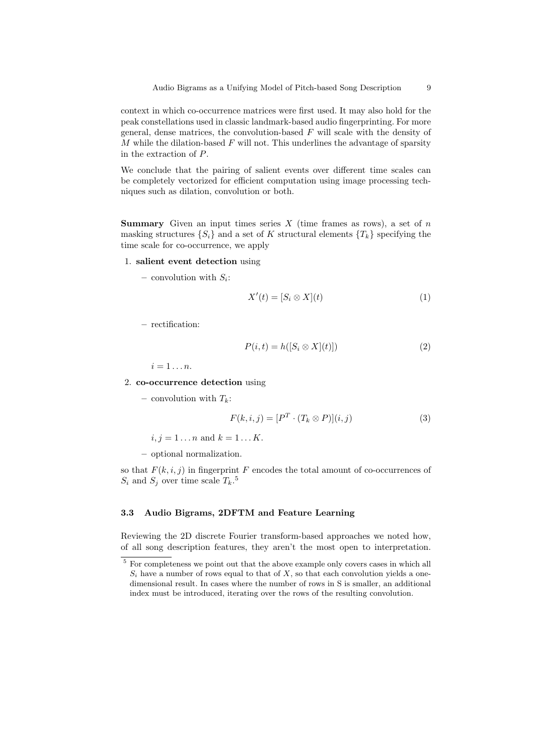context in which co-occurrence matrices were first used. It may also hold for the peak constellations used in classic landmark-based audio fingerprinting. For more general, dense matrices, the convolution-based $F$ will scale with the density of $M$ while the dilation-based $F$ will not. This underlines the advantage of sparsity in the extraction of $P$.

We conclude that the pairing of salient events over different time scales can be completely vectorized for efficient computation using image processing techniques such as dilation, convolution or both.

**Summary** Given an input times series $X$ (time frames as rows), a set of $n$ masking structures $\{S_i\}$ and a set of $K$ structural elements $\{T_k\}$ specifying the time scale for co-occurrence, we apply

1. **salient event detection** using
   - convolution with $S_i$:
   $$X'(t) = [S_i \otimes X](t) \tag{1}$$
   - rectification:
   $$P(i,t) = h([S_i \otimes X](t)]) \tag{2}$$
   $i = 1 \dots n$.
2. **co-occurrence detection** using
   - convolution with $T_k$:
   $$F(k,i,j) = [P^T \cdot (T_k \otimes P)](i,j) \tag{3}$$
   $i, j = 1 \dots n$ and $k = 1 \dots K$.
   - optional normalization.

so that $F(k,i,j)$ in fingerprint $F$ encodes the total amount of co-occurrences of $S_i$ and $S_j$ over time scale $T_k$.[5]

### 3.3 Audio Bigrams, 2DFTM and Feature Learning

Reviewing the 2D discrete Fourier transform-based approaches we noted how, of all song description features, they aren't the most open to interpretation.

[5] For completeness we point out that the above example only covers cases in which all $S_i$ have a number of rows equal to that of $X$, so that each convolution yields a one-dimensional result. In cases where the number of rows in S is smaller, an additional index must be introduced, iterating over the rows of the resulting convolution.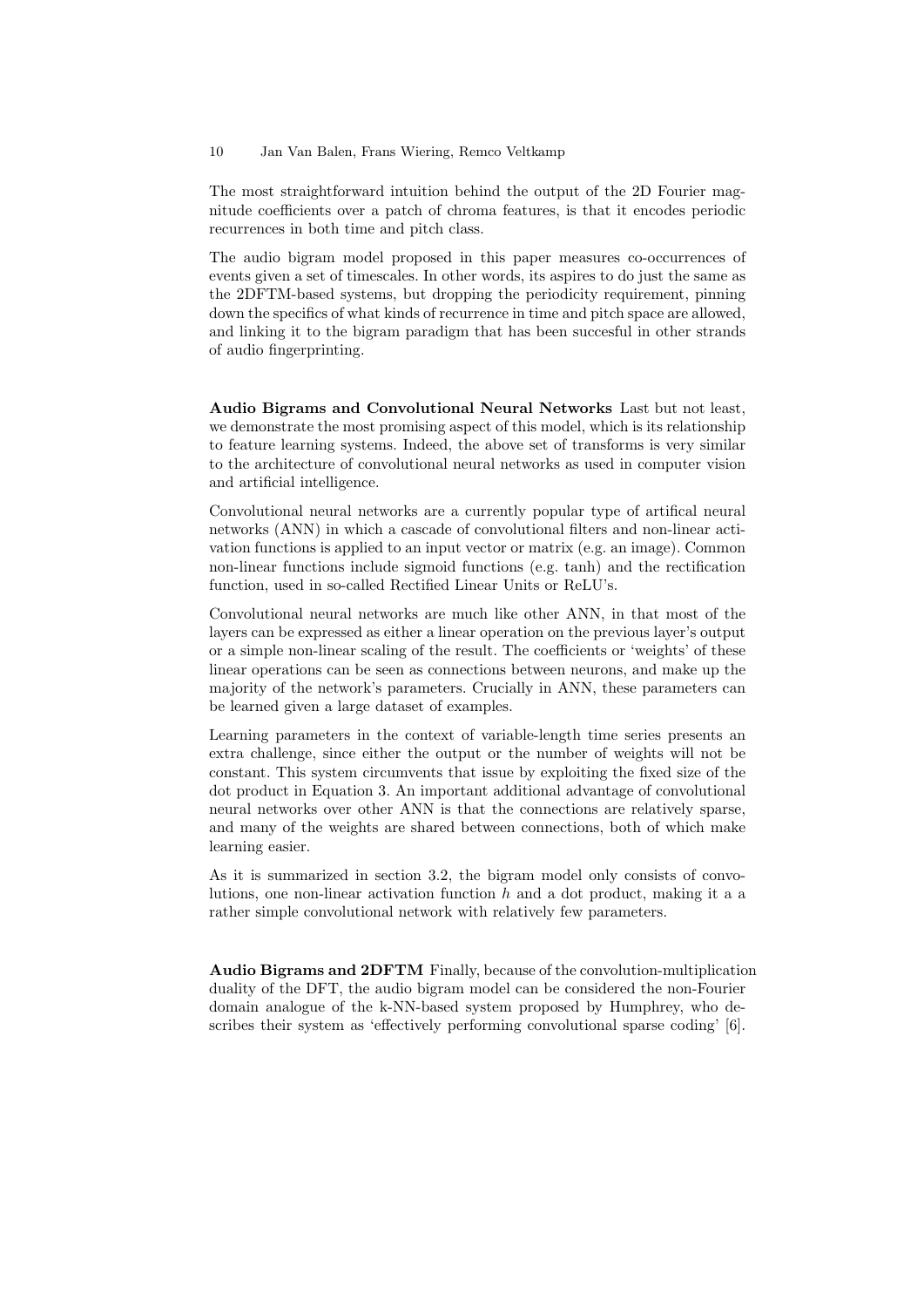The most straightforward intuition behind the output of the 2D Fourier magnitude coefficients over a patch of chroma features, is that it encodes periodic recurrences in both time and pitch class.

The audio bigram model proposed in this paper measures co-occurrences of events given a set of timescales. In other words, its aspires to do just the same as the 2DFTM-based systems, but dropping the periodicity requirement, pinning down the specifics of what kinds of recurrence in time and pitch space are allowed, and linking it to the bigram paradigm that has been succesful in other strands of audio fingerprinting.

**Audio Bigrams and Convolutional Neural Networks** Last but not least, we demonstrate the most promising aspect of this model, which is its relationship to feature learning systems. Indeed, the above set of transforms is very similar to the architecture of convolutional neural networks as used in computer vision and artificial intelligence.

Convolutional neural networks are a currently popular type of artifical neural networks (ANN) in which a cascade of convolutional filters and non-linear activation functions is applied to an input vector or matrix (e.g. an image). Common non-linear functions include sigmoid functions (e.g. tanh) and the rectification function, used in so-called Rectified Linear Units or ReLU's.

Convolutional neural networks are much like other ANN, in that most of the layers can be expressed as either a linear operation on the previous layer's output or a simple non-linear scaling of the result. The coefficients or 'weights' of these linear operations can be seen as connections between neurons, and make up the majority of the network's parameters. Crucially in ANN, these parameters can be learned given a large dataset of examples.

Learning parameters in the context of variable-length time series presents an extra challenge, since either the output or the number of weights will not be constant. This system circumvents that issue by exploiting the fixed size of the dot product in Equation 3. An important additional advantage of convolutional neural networks over other ANN is that the connections are relatively sparse, and many of the weights are shared between connections, both of which make learning easier.

As it is summarized in section 3.2, the bigram model only consists of convolutions, one non-linear activation function $h$ and a dot product, making it a a rather simple convolutional network with relatively few parameters.

**Audio Bigrams and 2DFTM** Finally, because of the convolution-multiplication duality of the DFT, the audio bigram model can be considered the non-Fourier domain analogue of the k-NN-based system proposed by Humphrey, who describes their system as 'effectively performing convolutional sparse coding' [6].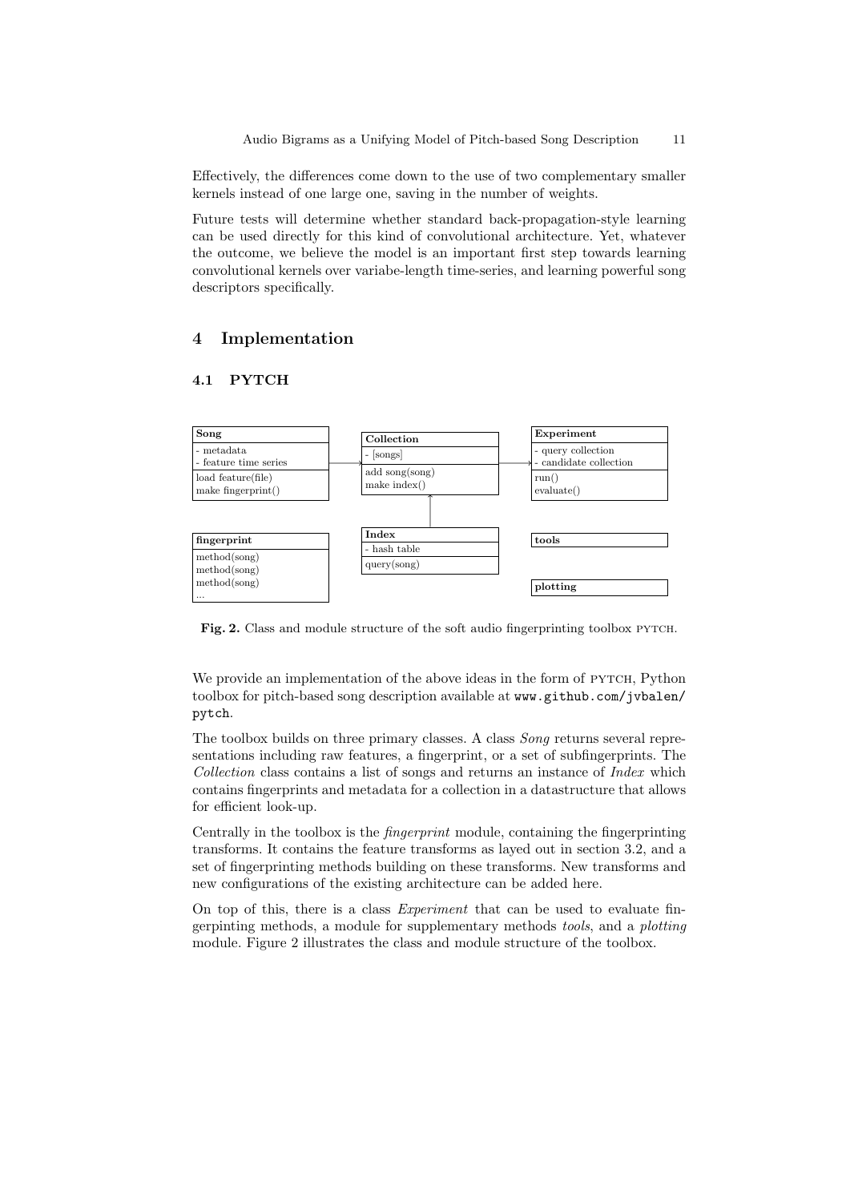Effectively, the differences come down to the use of two complementary smaller kernels instead of one large one, saving in the number of weights.

Future tests will determine whether standard back-propagation-style learning can be used directly for this kind of convolutional architecture. Yet, whatever the outcome, we believe the model is an important first step towards learning convolutional kernels over variabe-length time-series, and learning powerful song descriptors specifically.

## 4 Implementation

### 4.1 PYTCH

**Fig. 2.** Class and module structure of the soft audio fingerprinting toolbox PYTCH.

We provide an implementation of the above ideas in the form of PYTCH, Python toolbox for pitch-based song description available at www.github.com/jvbalen/pytch.

The toolbox builds on three primary classes. A class *Song* returns several representations including raw features, a fingerprint, or a set of subfingerprints. The *Collection* class contains a list of songs and returns an instance of *Index* which contains fingerprints and metadata for a collection in a datastructure that allows for efficient look-up.

Centrally in the toolbox is the *fingerprint* module, containing the fingerprinting transforms. It contains the feature transforms as layed out in section 3.2, and a set of fingerprinting methods building on these transforms. New transforms and new configurations of the existing architecture can be added here.

On top of this, there is a class *Experiment* that can be used to evaluate fingerpinting methods, a module for supplementary methods *tools*, and a *plotting* module. Figure 2 illustrates the class and module structure of the toolbox.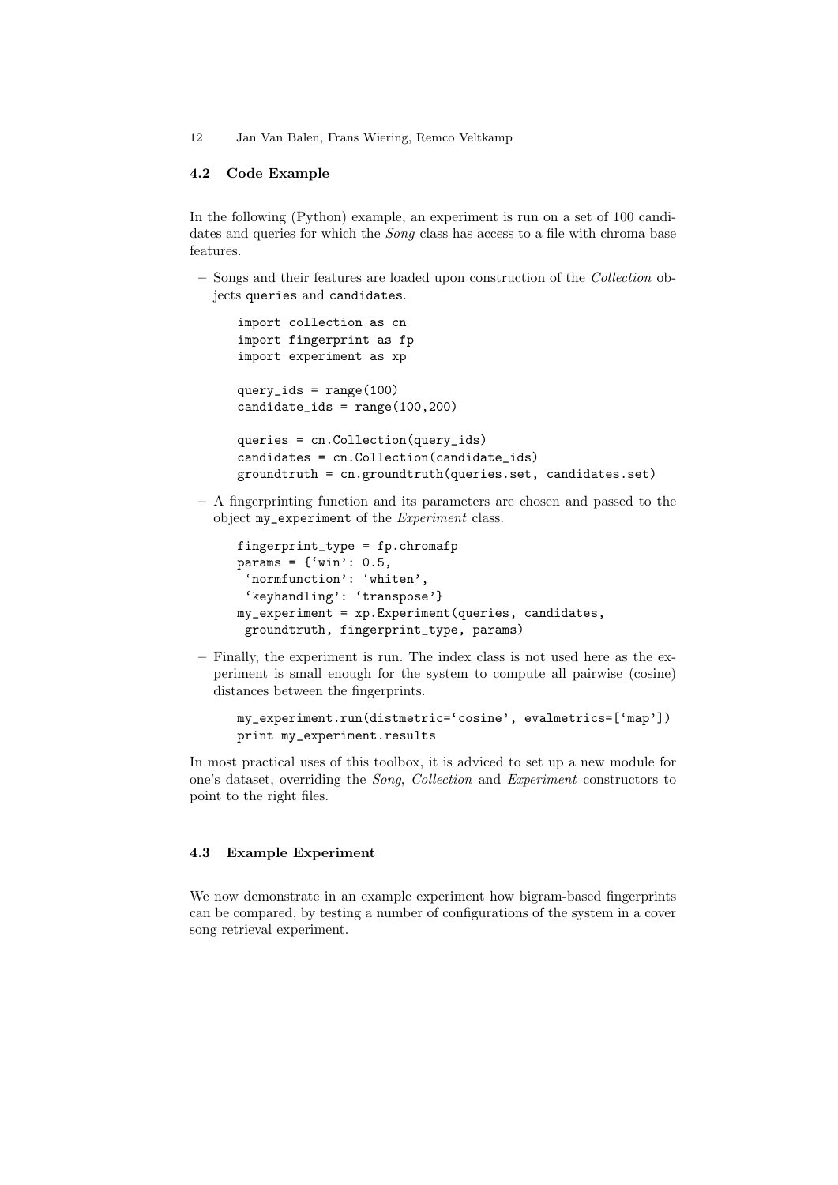### 4.2 Code Example

In the following (Python) example, an experiment is run on a set of 100 candidates and queries for which the *Song* class has access to a file with chroma base features.

- Songs and their features are loaded upon construction of the *Collection* objects `queries` and `candidates`.

```
import collection as cn
import fingerprint as fp
import experiment as xp

query_ids = range(100)
candidate_ids = range(100,200)

queries = cn.Collection(query_ids)
candidates = cn.Collection(candidate_ids)
groundtruth = cn.groundtruth(queries.set, candidates.set)
```

- A fingerprinting function and its parameters are chosen and passed to the object `my_experiment` of the *Experiment* class.

```
fingerprint_type = fp.chromafp
params = {'win': 0.5,
 'normfunction': 'whiten',
 'keyhandling': 'transpose'}
my_experiment = xp.Experiment(queries, candidates,
 groundtruth, fingerprint_type, params)
```

- Finally, the experiment is run. The index class is not used here as the experiment is small enough for the system to compute all pairwise (cosine) distances between the fingerprints.

```
my_experiment.run(distmetric='cosine', evalmetrics=['map'])
print my_experiment.results
```

In most practical uses of this toolbox, it is adviced to set up a new module for one's dataset, overriding the *Song*, *Collection* and *Experiment* constructors to point to the right files.

### 4.3 Example Experiment

We now demonstrate in an example experiment how bigram-based fingerprints can be compared, by testing a number of configurations of the system in a cover song retrieval experiment.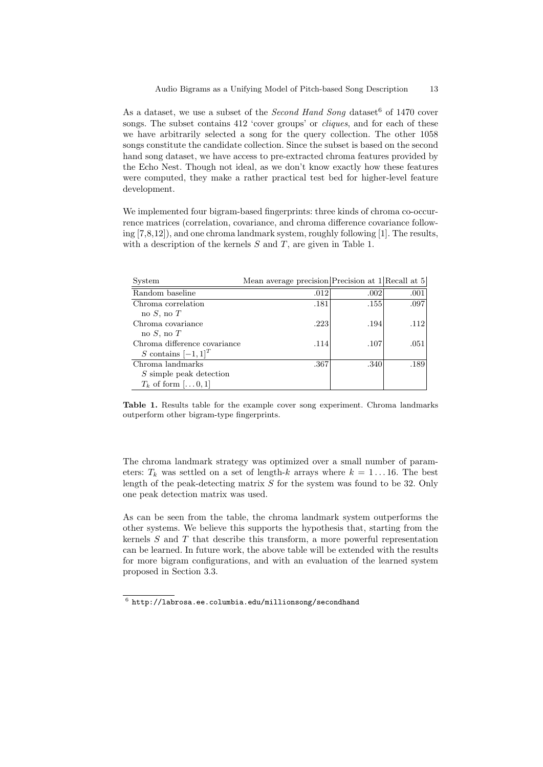As a dataset, we use a subset of the *Second Hand Song* dataset[6] of 1470 cover songs. The subset contains 412 'cover groups' or *cliques*, and for each of these we have arbitrarily selected a song for the query collection. The other 1058 songs constitute the candidate collection. Since the subset is based on the second hand song dataset, we have access to pre-extracted chroma features provided by the Echo Nest. Though not ideal, as we don't know exactly how these features were computed, they make a rather practical test bed for higher-level feature development.

We implemented four bigram-based fingerprints: three kinds of chroma co-occurrence matrices (correlation, covariance, and chroma difference covariance following [7,8,12]), and one chroma landmark system, roughly following [1]. The results, with a description of the kernels $S$ and $T$, are given in Table 1.

| System | Mean average precision | Precision at 1 | Recall at 5 |
|---|---|---|---|
| Random baseline | .012 | .002 | .001 |
| Chroma correlation<br>no $S$, no $T$ | .181 | .155 | .097 |
| Chroma covariance<br>no $S$, no $T$ | .223 | .194 | .112 |
| Chroma difference covariance<br>$S$ contains $[-1, 1]^T$ | .114 | .107 | .051 |
| Chroma landmarks<br>$S$ simple peak detection<br>$T_k$ of form $[\dots 0, 1]$ | .367 | .340 | .189 |

**Table 1.** Results table for the example cover song experiment. Chroma landmarks outperform other bigram-type fingerprints.

The chroma landmark strategy was optimized over a small number of parameters: $T_k$ was settled on a set of length-$k$ arrays where $k = 1 \dots 16$. The best length of the peak-detecting matrix $S$ for the system was found to be 32. Only one peak detection matrix was used.

As can be seen from the table, the chroma landmark system outperforms the other systems. We believe this supports the hypothesis that, starting from the kernels $S$ and $T$ that describe this transform, a more powerful representation can be learned. In future work, the above table will be extended with the results for more bigram configurations, and with an evaluation of the learned system proposed in Section 3.3.

[6] http://labrosa.ee.columbia.edu/millionsong/secondhand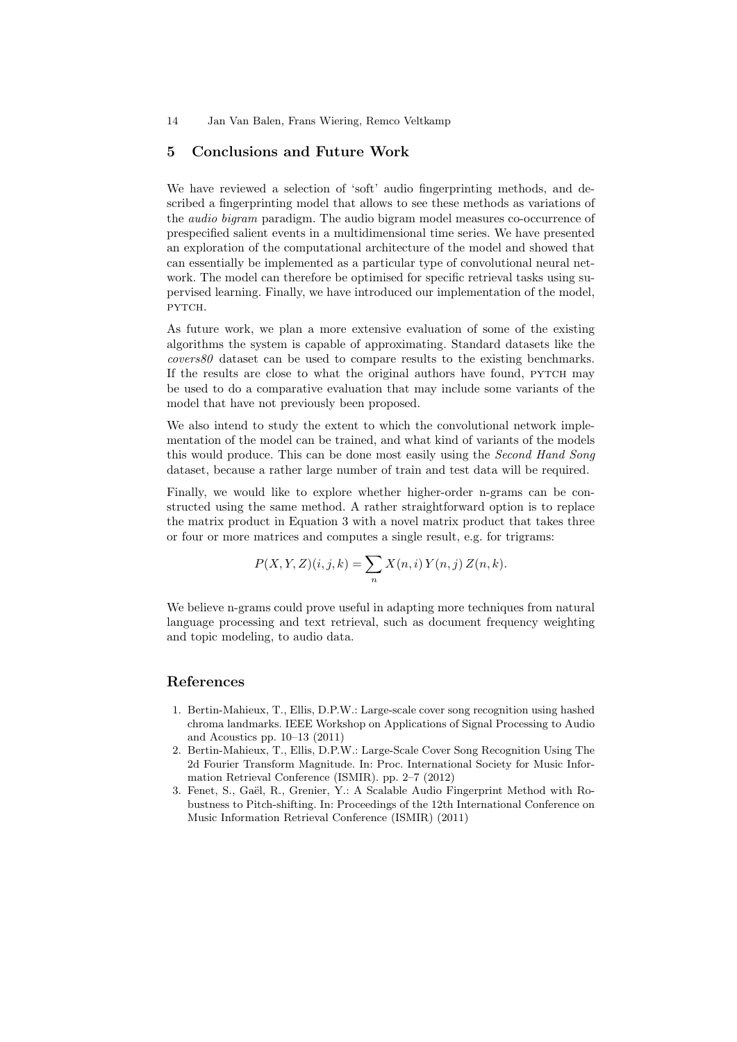## 5 Conclusions and Future Work

We have reviewed a selection of 'soft' audio fingerprinting methods, and described a fingerprinting model that allows to see these methods as variations of the *audio bigram* paradigm. The audio bigram model measures co-occurrence of prespecified salient events in a multidimensional time series. We have presented an exploration of the computational architecture of the model and showed that can essentially be implemented as a particular type of convolutional neural network. The model can therefore be optimised for specific retrieval tasks using supervised learning. Finally, we have introduced our implementation of the model, PYTCH.

As future work, we plan a more extensive evaluation of some of the existing algorithms the system is capable of approximating. Standard datasets like the *covers80* dataset can be used to compare results to the existing benchmarks. If the results are close to what the original authors have found, PYTCH may be used to do a comparative evaluation that may include some variants of the model that have not previously been proposed.

We also intend to study the extent to which the convolutional network implementation of the model can be trained, and what kind of variants of the models this would produce. This can be done most easily using the *Second Hand Song* dataset, because a rather large number of train and test data will be required.

Finally, we would like to explore whether higher-order n-grams can be constructed using the same method. A rather straightforward option is to replace the matrix product in Equation 3 with a novel matrix product that takes three or four or more matrices and computes a single result, e.g. for trigrams:

$$P(X, Y, Z)(i, j, k) = \sum_{n} X(n, i)\, Y(n, j)\, Z(n, k).$$

We believe n-grams could prove useful in adapting more techniques from natural language processing and text retrieval, such as document frequency weighting and topic modeling, to audio data.

## References

1. Bertin-Mahieux, T., Ellis, D.P.W.: Large-scale cover song recognition using hashed chroma landmarks. IEEE Workshop on Applications of Signal Processing to Audio and Acoustics pp. 10–13 (2011)
2. Bertin-Mahieux, T., Ellis, D.P.W.: Large-Scale Cover Song Recognition Using The 2d Fourier Transform Magnitude. In: Proc. International Society for Music Information Retrieval Conference (ISMIR). pp. 2–7 (2012)
3. Fenet, S., Gaël, R., Grenier, Y.: A Scalable Audio Fingerprint Method with Robustness to Pitch-shifting. In: Proceedings of the 12th International Conference on Music Information Retrieval Conference (ISMIR) (2011)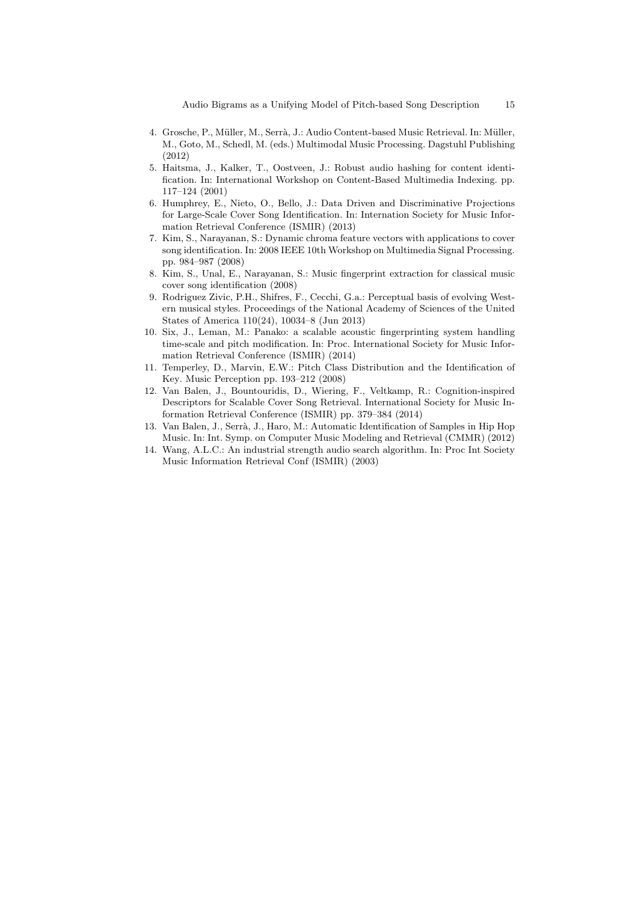4. Grosche, P., Müller, M., Serrà, J.: Audio Content-based Music Retrieval. In: Müller, M., Goto, M., Schedl, M. (eds.) Multimodal Music Processing. Dagstuhl Publishing (2012)
5. Haitsma, J., Kalker, T., Oostveen, J.: Robust audio hashing for content identification. In: International Workshop on Content-Based Multimedia Indexing. pp. 117–124 (2001)
6. Humphrey, E., Nieto, O., Bello, J.: Data Driven and Discriminative Projections for Large-Scale Cover Song Identification. In: Internation Society for Music Information Retrieval Conference (ISMIR) (2013)
7. Kim, S., Narayanan, S.: Dynamic chroma feature vectors with applications to cover song identification. In: 2008 IEEE 10th Workshop on Multimedia Signal Processing. pp. 984–987 (2008)
8. Kim, S., Unal, E., Narayanan, S.: Music fingerprint extraction for classical music cover song identification (2008)
9. Rodriguez Zivic, P.H., Shifres, F., Cecchi, G.a.: Perceptual basis of evolving Western musical styles. Proceedings of the National Academy of Sciences of the United States of America 110(24), 10034–8 (Jun 2013)
10. Six, J., Leman, M.: Panako: a scalable acoustic fingerprinting system handling time-scale and pitch modification. In: Proc. International Society for Music Information Retrieval Conference (ISMIR) (2014)
11. Temperley, D., Marvin, E.W.: Pitch Class Distribution and the Identification of Key. Music Perception pp. 193–212 (2008)
12. Van Balen, J., Bountouridis, D., Wiering, F., Veltkamp, R.: Cognition-inspired Descriptors for Scalable Cover Song Retrieval. International Society for Music Information Retrieval Conference (ISMIR) pp. 379–384 (2014)
13. Van Balen, J., Serrà, J., Haro, M.: Automatic Identification of Samples in Hip Hop Music. In: Int. Symp. on Computer Music Modeling and Retrieval (CMMR) (2012)
14. Wang, A.L.C.: An industrial strength audio search algorithm. In: Proc Int Society Music Information Retrieval Conf (ISMIR) (2003)